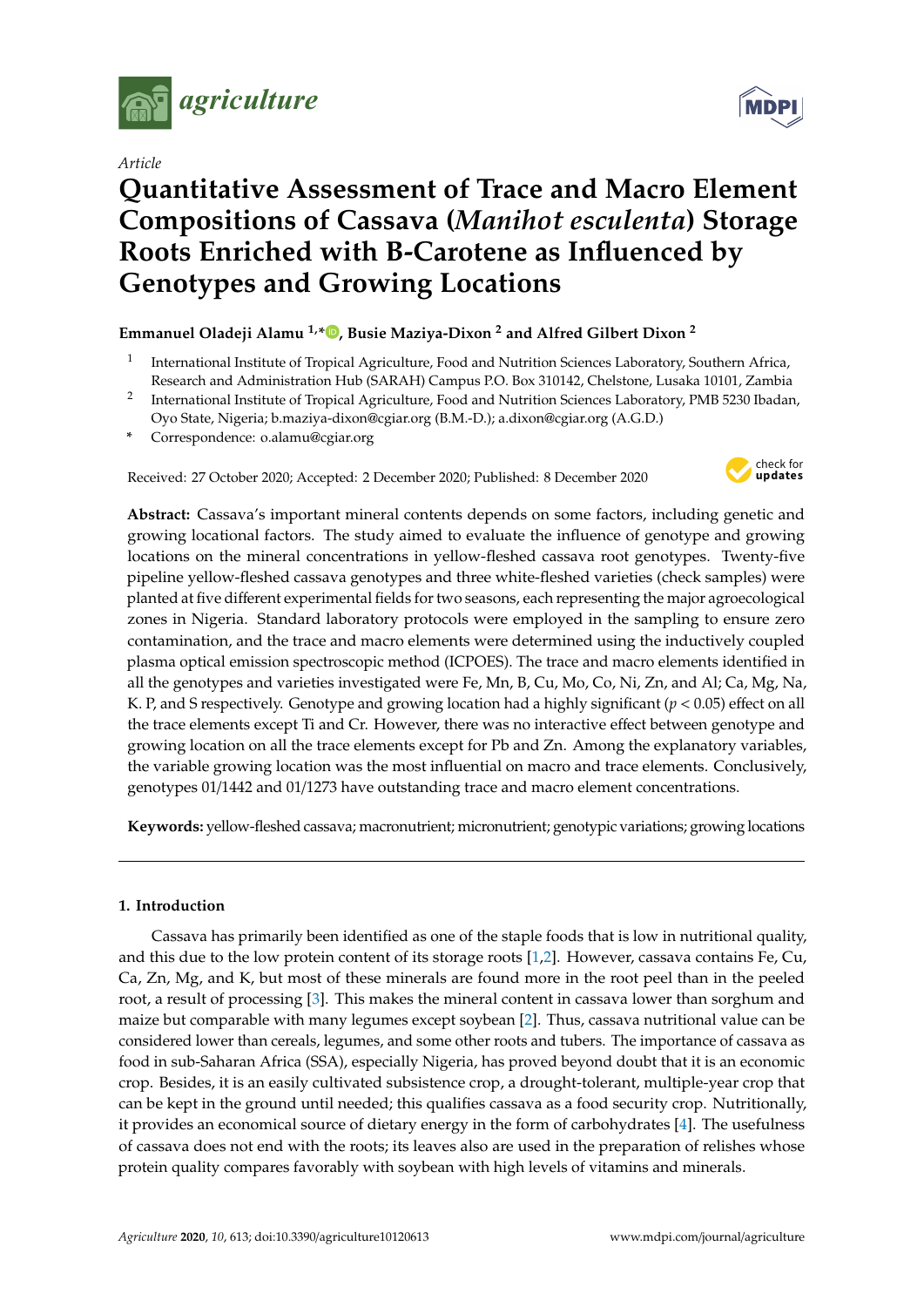Article

# Quantitative Assessment of Trace and Macro Element Compositions of Cassava (*Manihot esculenta*) Storage Roots Enriched with B-Carotene as Influenced by Genotypes and Growing Locations

**Emmanuel Oladeji Alamu [1,*], Busie Maziya-Dixon [2] and Alfred Gilbert Dixon [2]**

[1] International Institute of Tropical Agriculture, Food and Nutrition Sciences Laboratory, Southern Africa, Research and Administration Hub (SARAH) Campus P.O. Box 310142, Chelstone, Lusaka 10101, Zambia

[2] International Institute of Tropical Agriculture, Food and Nutrition Sciences Laboratory, PMB 5230 Ibadan, Oyo State, Nigeria; b.maziya-dixon@cgiar.org (B.M.-D.); a.dixon@cgiar.org (A.G.D.)

\* Correspondence: o.alamu@cgiar.org

Received: 27 October 2020; Accepted: 2 December 2020; Published: 8 December 2020

**Abstract:** Cassava's important mineral contents depends on some factors, including genetic and growing locational factors. The study aimed to evaluate the influence of genotype and growing locations on the mineral concentrations in yellow-fleshed cassava root genotypes. Twenty-five pipeline yellow-fleshed cassava genotypes and three white-fleshed varieties (check samples) were planted at five different experimental fields for two seasons, each representing the major agroecological zones in Nigeria. Standard laboratory protocols were employed in the sampling to ensure zero contamination, and the trace and macro elements were determined using the inductively coupled plasma optical emission spectroscopic method (ICPOES). The trace and macro elements identified in all the genotypes and varieties investigated were Fe, Mn, B, Cu, Mo, Co, Ni, Zn, and Al; Ca, Mg, Na, K. P, and S respectively. Genotype and growing location had a highly significant ($p < 0.05$) effect on all the trace elements except Ti and Cr. However, there was no interactive effect between genotype and growing location on all the trace elements except for Pb and Zn. Among the explanatory variables, the variable growing location was the most influential on macro and trace elements. Conclusively, genotypes 01/1442 and 01/1273 have outstanding trace and macro element concentrations.

**Keywords:** yellow-fleshed cassava; macronutrient; micronutrient; genotypic variations; growing locations

## 1. Introduction

Cassava has primarily been identified as one of the staple foods that is low in nutritional quality, and this due to the low protein content of its storage roots [1,2]. However, cassava contains Fe, Cu, Ca, Zn, Mg, and K, but most of these minerals are found more in the root peel than in the peeled root, a result of processing [3]. This makes the mineral content in cassava lower than sorghum and maize but comparable with many legumes except soybean [2]. Thus, cassava nutritional value can be considered lower than cereals, legumes, and some other roots and tubers. The importance of cassava as food in sub-Saharan Africa (SSA), especially Nigeria, has proved beyond doubt that it is an economic crop. Besides, it is an easily cultivated subsistence crop, a drought-tolerant, multiple-year crop that can be kept in the ground until needed; this qualifies cassava as a food security crop. Nutritionally, it provides an economical source of dietary energy in the form of carbohydrates [4]. The usefulness of cassava does not end with the roots; its leaves also are used in the preparation of relishes whose protein quality compares favorably with soybean with high levels of vitamins and minerals.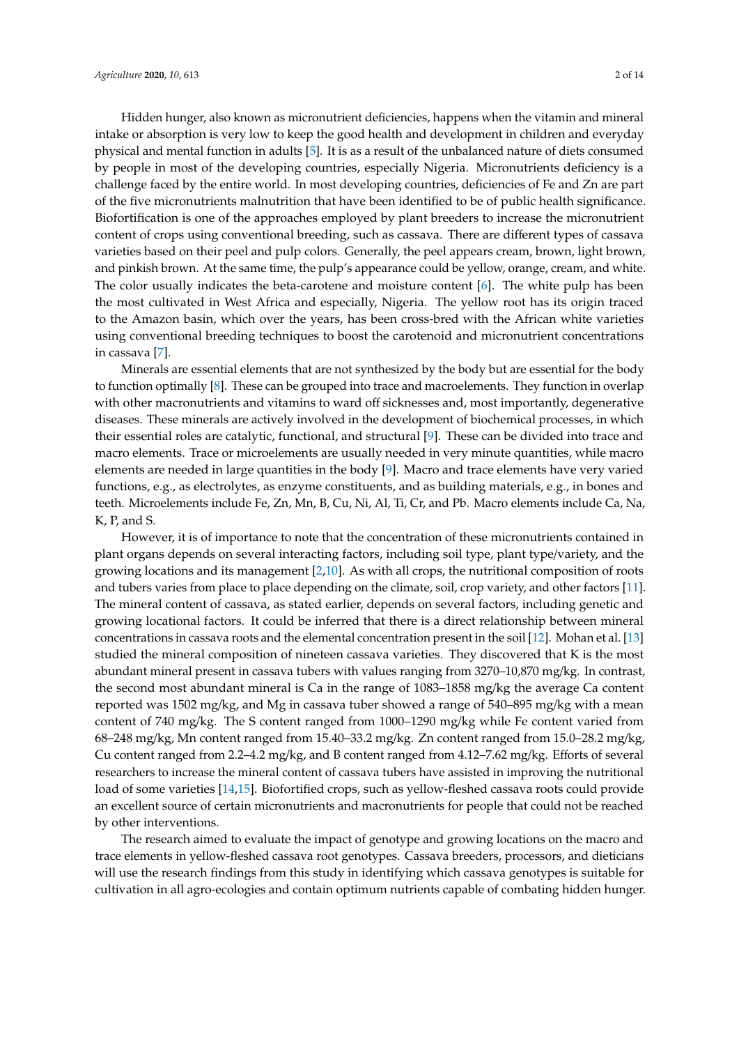Hidden hunger, also known as micronutrient deficiencies, happens when the vitamin and mineral intake or absorption is very low to keep the good health and development in children and everyday physical and mental function in adults [5]. It is as a result of the unbalanced nature of diets consumed by people in most of the developing countries, especially Nigeria. Micronutrients deficiency is a challenge faced by the entire world. In most developing countries, deficiencies of Fe and Zn are part of the five micronutrients malnutrition that have been identified to be of public health significance. Biofortification is one of the approaches employed by plant breeders to increase the micronutrient content of crops using conventional breeding, such as cassava. There are different types of cassava varieties based on their peel and pulp colors. Generally, the peel appears cream, brown, light brown, and pinkish brown. At the same time, the pulp's appearance could be yellow, orange, cream, and white. The color usually indicates the beta-carotene and moisture content [6]. The white pulp has been the most cultivated in West Africa and especially, Nigeria. The yellow root has its origin traced to the Amazon basin, which over the years, has been cross-bred with the African white varieties using conventional breeding techniques to boost the carotenoid and micronutrient concentrations in cassava [7].

Minerals are essential elements that are not synthesized by the body but are essential for the body to function optimally [8]. These can be grouped into trace and macroelements. They function in overlap with other macronutrients and vitamins to ward off sicknesses and, most importantly, degenerative diseases. These minerals are actively involved in the development of biochemical processes, in which their essential roles are catalytic, functional, and structural [9]. These can be divided into trace and macro elements. Trace or microelements are usually needed in very minute quantities, while macro elements are needed in large quantities in the body [9]. Macro and trace elements have very varied functions, e.g., as electrolytes, as enzyme constituents, and as building materials, e.g., in bones and teeth. Microelements include Fe, Zn, Mn, B, Cu, Ni, Al, Ti, Cr, and Pb. Macro elements include Ca, Na, K, P, and S.

However, it is of importance to note that the concentration of these micronutrients contained in plant organs depends on several interacting factors, including soil type, plant type/variety, and the growing locations and its management [2,10]. As with all crops, the nutritional composition of roots and tubers varies from place to place depending on the climate, soil, crop variety, and other factors [11]. The mineral content of cassava, as stated earlier, depends on several factors, including genetic and growing locational factors. It could be inferred that there is a direct relationship between mineral concentrations in cassava roots and the elemental concentration present in the soil [12]. Mohan et al. [13] studied the mineral composition of nineteen cassava varieties. They discovered that K is the most abundant mineral present in cassava tubers with values ranging from 3270–10,870 mg/kg. In contrast, the second most abundant mineral is Ca in the range of 1083–1858 mg/kg the average Ca content reported was 1502 mg/kg, and Mg in cassava tuber showed a range of 540–895 mg/kg with a mean content of 740 mg/kg. The S content ranged from 1000–1290 mg/kg while Fe content varied from 68–248 mg/kg, Mn content ranged from 15.40–33.2 mg/kg. Zn content ranged from 15.0–28.2 mg/kg, Cu content ranged from 2.2–4.2 mg/kg, and B content ranged from 4.12–7.62 mg/kg. Efforts of several researchers to increase the mineral content of cassava tubers have assisted in improving the nutritional load of some varieties [14,15]. Biofortified crops, such as yellow-fleshed cassava roots could provide an excellent source of certain micronutrients and macronutrients for people that could not be reached by other interventions.

The research aimed to evaluate the impact of genotype and growing locations on the macro and trace elements in yellow-fleshed cassava root genotypes. Cassava breeders, processors, and dieticians will use the research findings from this study in identifying which cassava genotypes is suitable for cultivation in all agro-ecologies and contain optimum nutrients capable of combating hidden hunger.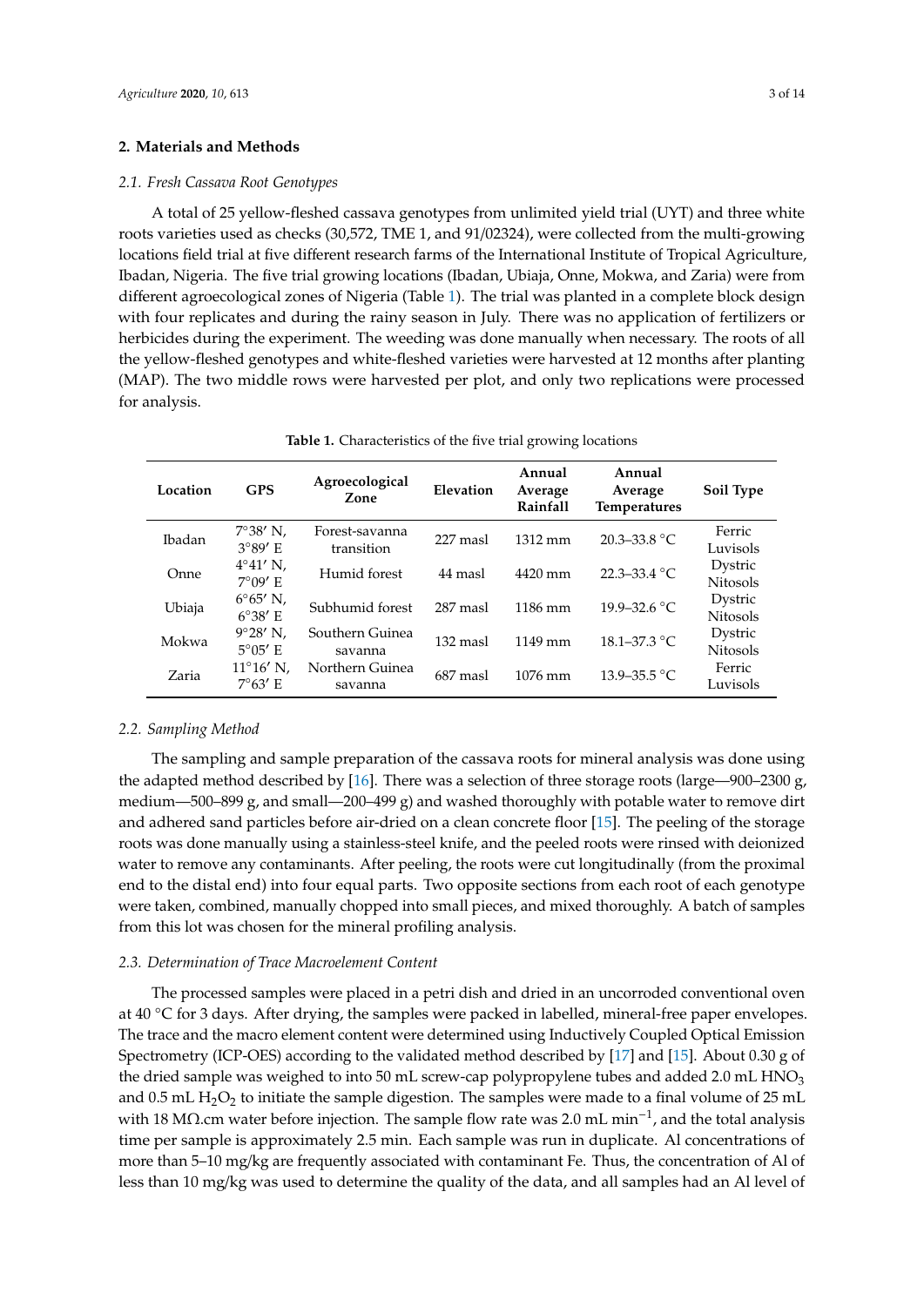## 2. Materials and Methods

### 2.1. Fresh Cassava Root Genotypes

A total of 25 yellow-fleshed cassava genotypes from unlimited yield trial (UYT) and three white roots varieties used as checks (30,572, TME 1, and 91/02324), were collected from the multi-growing locations field trial at five different research farms of the International Institute of Tropical Agriculture, Ibadan, Nigeria. The five trial growing locations (Ibadan, Ubiaja, Onne, Mokwa, and Zaria) were from different agroecological zones of Nigeria (Table 1). The trial was planted in a complete block design with four replicates and during the rainy season in July. There was no application of fertilizers or herbicides during the experiment. The weeding was done manually when necessary. The roots of all the yellow-fleshed genotypes and white-fleshed varieties were harvested at 12 months after planting (MAP). The two middle rows were harvested per plot, and only two replications were processed for analysis.

**Table 1.** Characteristics of the five trial growing locations

| Location | GPS | Agroecological Zone | Elevation | Annual Average Rainfall | Annual Average Temperatures | Soil Type |
|---|---|---|---|---|---|---|
| Ibadan | 7°38′ N, 3°89′ E | Forest-savanna transition | 227 masl | 1312 mm | 20.3–33.8 °C | Ferric Luvisols |
| Onne | 4°41′ N, 7°09′ E | Humid forest | 44 masl | 4420 mm | 22.3–33.4 °C | Dystric Nitosols |
| Ubiaja | 6°65′ N, 6°38′ E | Subhumid forest | 287 masl | 1186 mm | 19.9–32.6 °C | Dystric Nitosols |
| Mokwa | 9°28′ N, 5°05′ E | Southern Guinea savanna | 132 masl | 1149 mm | 18.1–37.3 °C | Dystric Nitosols |
| Zaria | 11°16′ N, 7°63′ E | Northern Guinea savanna | 687 masl | 1076 mm | 13.9–35.5 °C | Ferric Luvisols |

### 2.2. Sampling Method

The sampling and sample preparation of the cassava roots for mineral analysis was done using the adapted method described by [16]. There was a selection of three storage roots (large—900–2300 g, medium—500–899 g, and small—200–499 g) and washed thoroughly with potable water to remove dirt and adhered sand particles before air-dried on a clean concrete floor [15]. The peeling of the storage roots was done manually using a stainless-steel knife, and the peeled roots were rinsed with deionized water to remove any contaminants. After peeling, the roots were cut longitudinally (from the proximal end to the distal end) into four equal parts. Two opposite sections from each root of each genotype were taken, combined, manually chopped into small pieces, and mixed thoroughly. A batch of samples from this lot was chosen for the mineral profiling analysis.

### 2.3. Determination of Trace Macroelement Content

The processed samples were placed in a petri dish and dried in an uncorroded conventional oven at 40 °C for 3 days. After drying, the samples were packed in labelled, mineral-free paper envelopes. The trace and the macro element content were determined using Inductively Coupled Optical Emission Spectrometry (ICP-OES) according to the validated method described by [17] and [15]. About 0.30 g of the dried sample was weighed to into 50 mL screw-cap polypropylene tubes and added 2.0 mL $HNO_3$ and 0.5 mL $H_2O_2$ to initiate the sample digestion. The samples were made to a final volume of 25 mL with 18 MΩ.cm water before injection. The sample flow rate was 2.0 mL $min^{-1}$, and the total analysis time per sample is approximately 2.5 min. Each sample was run in duplicate. Al concentrations of more than 5–10 mg/kg are frequently associated with contaminant Fe. Thus, the concentration of Al of less than 10 mg/kg was used to determine the quality of the data, and all samples had an Al level of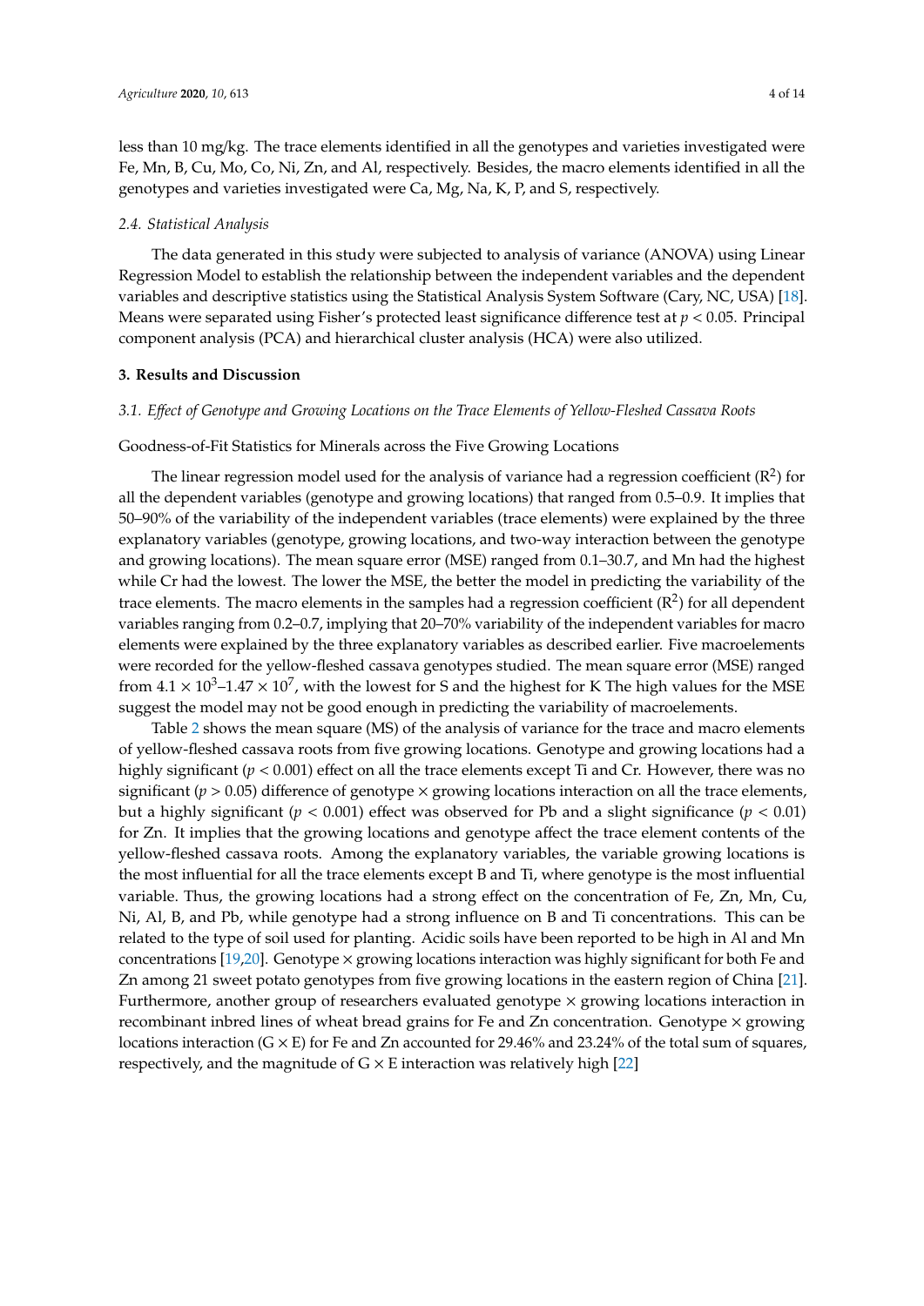less than 10 mg/kg. The trace elements identified in all the genotypes and varieties investigated were Fe, Mn, B, Cu, Mo, Co, Ni, Zn, and Al, respectively. Besides, the macro elements identified in all the genotypes and varieties investigated were Ca, Mg, Na, K, P, and S, respectively.

### *2.4. Statistical Analysis*

The data generated in this study were subjected to analysis of variance (ANOVA) using Linear Regression Model to establish the relationship between the independent variables and the dependent variables and descriptive statistics using the Statistical Analysis System Software (Cary, NC, USA) [18]. Means were separated using Fisher's protected least significance difference test at $p < 0.05$. Principal component analysis (PCA) and hierarchical cluster analysis (HCA) were also utilized.

## 3. Results and Discussion

### *3.1. Effect of Genotype and Growing Locations on the Trace Elements of Yellow-Fleshed Cassava Roots*

Goodness-of-Fit Statistics for Minerals across the Five Growing Locations

The linear regression model used for the analysis of variance had a regression coefficient ($R^2$) for all the dependent variables (genotype and growing locations) that ranged from 0.5–0.9. It implies that 50–90% of the variability of the independent variables (trace elements) were explained by the three explanatory variables (genotype, growing locations, and two-way interaction between the genotype and growing locations). The mean square error (MSE) ranged from 0.1–30.7, and Mn had the highest while Cr had the lowest. The lower the MSE, the better the model in predicting the variability of the trace elements. The macro elements in the samples had a regression coefficient ($R^2$) for all dependent variables ranging from 0.2–0.7, implying that 20–70% variability of the independent variables for macro elements were explained by the three explanatory variables as described earlier. Five macroelements were recorded for the yellow-fleshed cassava genotypes studied. The mean square error (MSE) ranged from $4.1 \times 10^3$–$1.47 \times 10^7$, with the lowest for S and the highest for K The high values for the MSE suggest the model may not be good enough in predicting the variability of macroelements.

Table 2 shows the mean square (MS) of the analysis of variance for the trace and macro elements of yellow-fleshed cassava roots from five growing locations. Genotype and growing locations had a highly significant ($p < 0.001$) effect on all the trace elements except Ti and Cr. However, there was no significant ($p > 0.05$) difference of genotype × growing locations interaction on all the trace elements, but a highly significant ($p < 0.001$) effect was observed for Pb and a slight significance ($p < 0.01$) for Zn. It implies that the growing locations and genotype affect the trace element contents of the yellow-fleshed cassava roots. Among the explanatory variables, the variable growing locations is the most influential for all the trace elements except B and Ti, where genotype is the most influential variable. Thus, the growing locations had a strong effect on the concentration of Fe, Zn, Mn, Cu, Ni, Al, B, and Pb, while genotype had a strong influence on B and Ti concentrations. This can be related to the type of soil used for planting. Acidic soils have been reported to be high in Al and Mn concentrations [19,20]. Genotype × growing locations interaction was highly significant for both Fe and Zn among 21 sweet potato genotypes from five growing locations in the eastern region of China [21]. Furthermore, another group of researchers evaluated genotype × growing locations interaction in recombinant inbred lines of wheat bread grains for Fe and Zn concentration. Genotype × growing locations interaction (G × E) for Fe and Zn accounted for 29.46% and 23.24% of the total sum of squares, respectively, and the magnitude of G × E interaction was relatively high [22]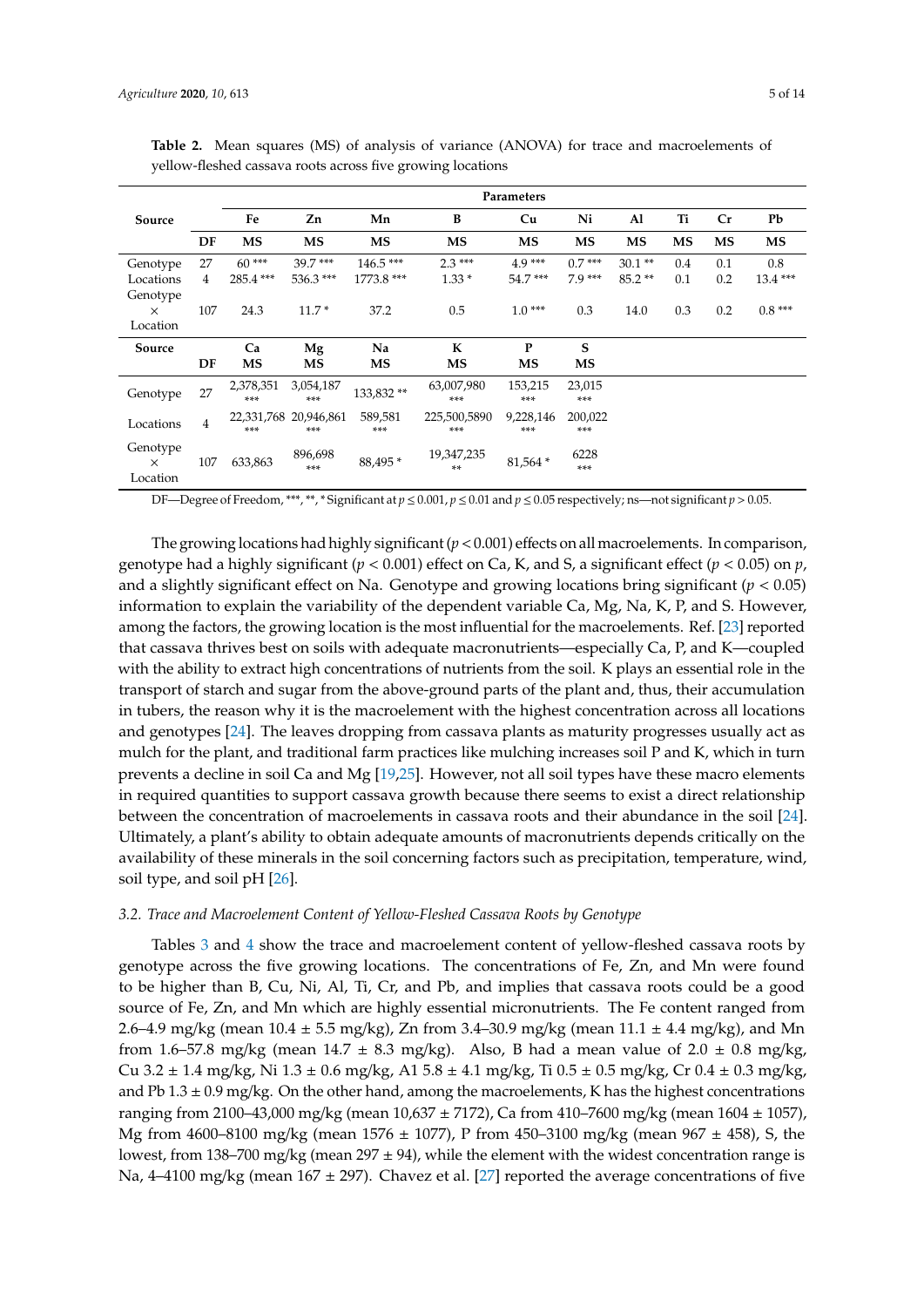**Table 2.** Mean squares (MS) of analysis of variance (ANOVA) for trace and macroelements of yellow-fleshed cassava roots across five growing locations

| Source | | Parameters | | | | | | | | | |
|---|---|---|---|---|---|---|---|---|---|---|---|
| | | Fe | Zn | Mn | B | Cu | Ni | Al | Ti | Cr | Pb |
| | DF | MS | MS | MS | MS | MS | MS | MS | MS | MS | MS |
| Genotype | 27 | 60 *** | 39.7 *** | 146.5 *** | 2.3 *** | 4.9 *** | 0.7 *** | 30.1 ** | 0.4 | 0.1 | 0.8 |
| Locations | 4 | 285.4 *** | 536.3 *** | 1773.8 *** | 1.33 * | 54.7 *** | 7.9 *** | 85.2 ** | 0.1 | 0.2 | 13.4 *** |
| Genotype × Location | 107 | 24.3 | 11.7 * | 37.2 | 0.5 | 1.0 *** | 0.3 | 14.0 | 0.3 | 0.2 | 0.8 *** |
| **Source** | | **Ca** | **Mg** | **Na** | **K** | **P** | **S** | | | | |
| | **DF** | **MS** | **MS** | **MS** | **MS** | **MS** | **MS** | | | | |
| Genotype | 27 | 2,378,351 *** | 3,054,187 *** | 133,832 ** | 63,007,980 *** | 153,215 *** | 23,015 *** | | | | |
| Locations | 4 | 22,331,768 *** | 20,946,861 *** | 589,581 *** | 225,500,5890 *** | 9,228,146 *** | 200,022 *** | | | | |
| Genotype × Location | 107 | 633,863 | 896,698 *** | 88,495 * | 19,347,235 ** | 81,564 * | 6228 *** | | | | |

DF—Degree of Freedom, ***, **, * Significant at $p \leq 0.001$, $p \leq 0.01$ and $p \leq 0.05$ respectively; ns—not significant $p > 0.05$.

The growing locations had highly significant ($p < 0.001$) effects on all macroelements. In comparison, genotype had a highly significant ($p < 0.001$) effect on Ca, K, and S, a significant effect ($p < 0.05$) on $p$, and a slightly significant effect on Na. Genotype and growing locations bring significant ($p < 0.05$) information to explain the variability of the dependent variable Ca, Mg, Na, K, P, and S. However, among the factors, the growing location is the most influential for the macroelements. Ref. [23] reported that cassava thrives best on soils with adequate macronutrients—especially Ca, P, and K—coupled with the ability to extract high concentrations of nutrients from the soil. K plays an essential role in the transport of starch and sugar from the above-ground parts of the plant and, thus, their accumulation in tubers, the reason why it is the macroelement with the highest concentration across all locations and genotypes [24]. The leaves dropping from cassava plants as maturity progresses usually act as mulch for the plant, and traditional farm practices like mulching increases soil P and K, which in turn prevents a decline in soil Ca and Mg [19,25]. However, not all soil types have these macro elements in required quantities to support cassava growth because there seems to exist a direct relationship between the concentration of macroelements in cassava roots and their abundance in the soil [24]. Ultimately, a plant's ability to obtain adequate amounts of macronutrients depends critically on the availability of these minerals in the soil concerning factors such as precipitation, temperature, wind, soil type, and soil pH [26].

### *3.2. Trace and Macroelement Content of Yellow-Fleshed Cassava Roots by Genotype*

Tables 3 and 4 show the trace and macroelement content of yellow-fleshed cassava roots by genotype across the five growing locations. The concentrations of Fe, Zn, and Mn were found to be higher than B, Cu, Ni, Al, Ti, Cr, and Pb, and implies that cassava roots could be a good source of Fe, Zn, and Mn which are highly essential micronutrients. The Fe content ranged from 2.6–4.9 mg/kg (mean 10.4 ± 5.5 mg/kg), Zn from 3.4–30.9 mg/kg (mean 11.1 ± 4.4 mg/kg), and Mn from 1.6–57.8 mg/kg (mean 14.7 ± 8.3 mg/kg). Also, B had a mean value of 2.0 ± 0.8 mg/kg, Cu 3.2 ± 1.4 mg/kg, Ni 1.3 ± 0.6 mg/kg, A1 5.8 ± 4.1 mg/kg, Ti 0.5 ± 0.5 mg/kg, Cr 0.4 ± 0.3 mg/kg, and Pb 1.3 ± 0.9 mg/kg. On the other hand, among the macroelements, K has the highest concentrations ranging from 2100–43,000 mg/kg (mean 10,637 ± 7172), Ca from 410–7600 mg/kg (mean 1604 ± 1057), Mg from 4600–8100 mg/kg (mean 1576 ± 1077), P from 450–3100 mg/kg (mean 967 ± 458), S, the lowest, from 138–700 mg/kg (mean 297 ± 94), while the element with the widest concentration range is Na, 4–4100 mg/kg (mean 167 ± 297). Chavez et al. [27] reported the average concentrations of five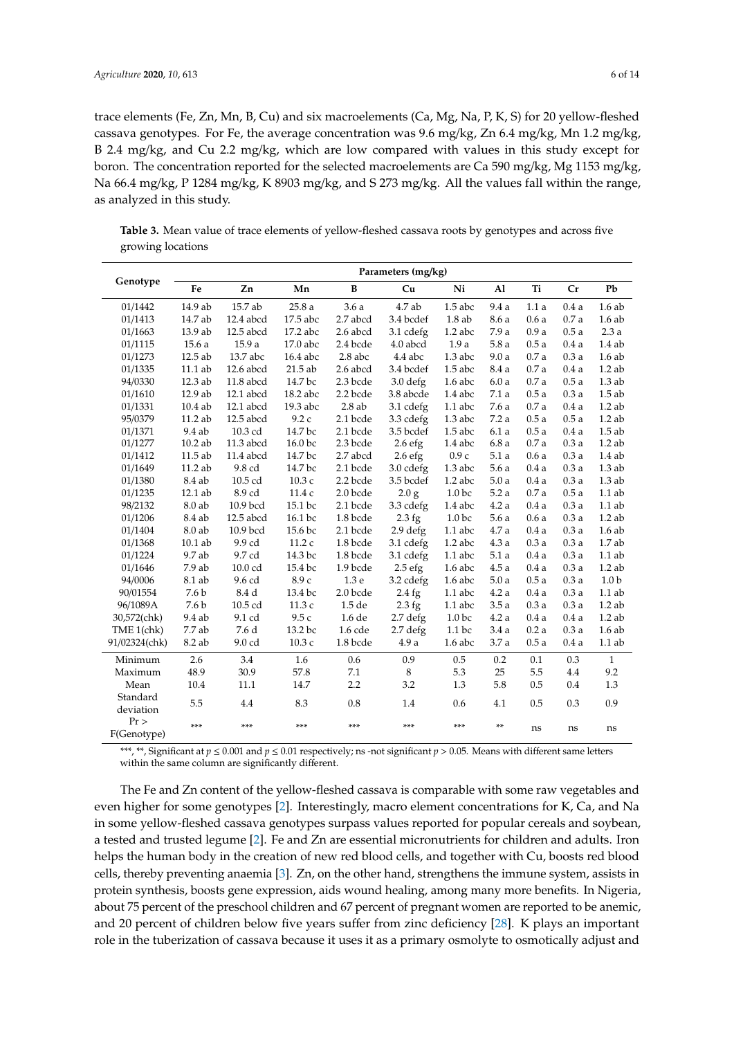trace elements (Fe, Zn, Mn, B, Cu) and six macroelements (Ca, Mg, Na, P, K, S) for 20 yellow-fleshed cassava genotypes. For Fe, the average concentration was 9.6 mg/kg, Zn 6.4 mg/kg, Mn 1.2 mg/kg, B 2.4 mg/kg, and Cu 2.2 mg/kg, which are low compared with values in this study except for boron. The concentration reported for the selected macroelements are Ca 590 mg/kg, Mg 1153 mg/kg, Na 66.4 mg/kg, P 1284 mg/kg, K 8903 mg/kg, and S 273 mg/kg. All the values fall within the range, as analyzed in this study.

**Table 3.** Mean value of trace elements of yellow-fleshed cassava roots by genotypes and across five growing locations

| Genotype | Parameters (mg/kg) | | | | | | | | | |
|---|---|---|---|---|---|---|---|---|---|---|
| | Fe | Zn | Mn | B | Cu | Ni | Al | Ti | Cr | Pb |
| 01/1442 | 14.9 ab | 15.7 ab | 25.8 a | 3.6 a | 4.7 ab | 1.5 abc | 9.4 a | 1.1 a | 0.4 a | 1.6 ab |
| 01/1413 | 14.7 ab | 12.4 abcd | 17.5 abc | 2.7 abcd | 3.4 bcdef | 1.8 ab | 8.6 a | 0.6 a | 0.7 a | 1.6 ab |
| 01/1663 | 13.9 ab | 12.5 abcd | 17.2 abc | 2.6 abcd | 3.1 cdefg | 1.2 abc | 7.9 a | 0.9 a | 0.5 a | 2.3 a |
| 01/1115 | 15.6 a | 15.9 a | 17.0 abc | 2.4 bcde | 4.0 abcd | 1.9 a | 5.8 a | 0.5 a | 0.4 a | 1.4 ab |
| 01/1273 | 12.5 ab | 13.7 abc | 16.4 abc | 2.8 abc | 4.4 abc | 1.3 abc | 9.0 a | 0.7 a | 0.3 a | 1.6 ab |
| 01/1335 | 11.1 ab | 12.6 abcd | 21.5 ab | 2.6 abcd | 3.4 bcdef | 1.5 abc | 8.4 a | 0.7 a | 0.4 a | 1.2 ab |
| 94/0330 | 12.3 ab | 11.8 abcd | 14.7 bc | 2.3 bcde | 3.0 defg | 1.6 abc | 6.0 a | 0.7 a | 0.5 a | 1.3 ab |
| 01/1610 | 12.9 ab | 12.1 abcd | 18.2 abc | 2.2 bcde | 3.8 abcde | 1.4 abc | 7.1 a | 0.5 a | 0.3 a | 1.5 ab |
| 01/1331 | 10.4 ab | 12.1 abcd | 19.3 abc | 2.8 ab | 3.1 cdefg | 1.1 abc | 7.6 a | 0.7 a | 0.4 a | 1.2 ab |
| 95/0379 | 11.2 ab | 12.5 abcd | 9.2 c | 2.1 bcde | 3.3 cdefg | 1.3 abc | 7.2 a | 0.5 a | 0.5 a | 1.2 ab |
| 01/1371 | 9.4 ab | 10.3 cd | 14.7 bc | 2.1 bcde | 3.5 bcdef | 1.5 abc | 6.1 a | 0.5 a | 0.4 a | 1.5 ab |
| 01/1277 | 10.2 ab | 11.3 abcd | 16.0 bc | 2.3 bcde | 2.6 efg | 1.4 abc | 6.8 a | 0.7 a | 0.3 a | 1.2 ab |
| 01/1412 | 11.5 ab | 11.4 abcd | 14.7 bc | 2.7 abcd | 2.6 efg | 0.9 c | 5.1 a | 0.6 a | 0.3 a | 1.4 ab |
| 01/1649 | 11.2 ab | 9.8 cd | 14.7 bc | 2.1 bcde | 3.0 cdefg | 1.3 abc | 5.6 a | 0.4 a | 0.3 a | 1.3 ab |
| 01/1380 | 8.4 ab | 10.5 cd | 10.3 c | 2.2 bcde | 3.5 bcdef | 1.2 abc | 5.0 a | 0.4 a | 0.3 a | 1.3 ab |
| 01/1235 | 12.1 ab | 8.9 cd | 11.4 c | 2.0 bcde | 2.0 g | 1.0 bc | 5.2 a | 0.7 a | 0.5 a | 1.1 ab |
| 98/2132 | 8.0 ab | 10.9 bcd | 15.1 bc | 2.1 bcde | 3.3 cdefg | 1.4 abc | 4.2 a | 0.4 a | 0.3 a | 1.1 ab |
| 01/1206 | 8.4 ab | 12.5 abcd | 16.1 bc | 1.8 bcde | 2.3 fg | 1.0 bc | 5.6 a | 0.6 a | 0.3 a | 1.2 ab |
| 01/1404 | 8.0 ab | 10.9 bcd | 15.6 bc | 2.1 bcde | 2.9 defg | 1.1 abc | 4.7 a | 0.4 a | 0.3 a | 1.6 ab |
| 01/1368 | 10.1 ab | 9.9 cd | 11.2 c | 1.8 bcde | 3.1 cdefg | 1.2 abc | 4.3 a | 0.3 a | 0.3 a | 1.7 ab |
| 01/1224 | 9.7 ab | 9.7 cd | 14.3 bc | 1.8 bcde | 3.1 cdefg | 1.1 abc | 5.1 a | 0.4 a | 0.3 a | 1.1 ab |
| 01/1646 | 7.9 ab | 10.0 cd | 15.4 bc | 1.9 bcde | 2.5 efg | 1.6 abc | 4.5 a | 0.4 a | 0.3 a | 1.2 ab |
| 94/0006 | 8.1 ab | 9.6 cd | 8.9 c | 1.3 e | 3.2 cdefg | 1.6 abc | 5.0 a | 0.5 a | 0.3 a | 1.0 b |
| 90/01554 | 7.6 b | 8.4 d | 13.4 bc | 2.0 bcde | 2.4 fg | 1.1 abc | 4.2 a | 0.4 a | 0.3 a | 1.1 ab |
| 96/1089A | 7.6 b | 10.5 cd | 11.3 c | 1.5 de | 2.3 fg | 1.1 abc | 3.5 a | 0.3 a | 0.3 a | 1.2 ab |
| 30,572(chk) | 9.4 ab | 9.1 cd | 9.5 c | 1.6 de | 2.7 defg | 1.0 bc | 4.2 a | 0.4 a | 0.4 a | 1.2 ab |
| TME 1(chk) | 7.7 ab | 7.6 d | 13.2 bc | 1.6 cde | 2.7 defg | 1.1 bc | 3.4 a | 0.2 a | 0.3 a | 1.6 ab |
| 91/02324(chk) | 8.2 ab | 9.0 cd | 10.3 c | 1.8 bcde | 4.9 a | 1.6 abc | 3.7 a | 0.5 a | 0.4 a | 1.1 ab |
| Minimum | 2.6 | 3.4 | 1.6 | 0.6 | 0.9 | 0.5 | 0.2 | 0.1 | 0.3 | 1 |
| Maximum | 48.9 | 30.9 | 57.8 | 7.1 | 8 | 5.3 | 25 | 5.5 | 4.4 | 9.2 |
| Mean | 10.4 | 11.1 | 14.7 | 2.2 | 3.2 | 1.3 | 5.8 | 0.5 | 0.4 | 1.3 |
| Standard deviation | 5.5 | 4.4 | 8.3 | 0.8 | 1.4 | 0.6 | 4.1 | 0.5 | 0.3 | 0.9 |
| Pr > F(Genotype) | *** | *** | *** | *** | *** | *** | ** | ns | ns | ns |

***, **, Significant at $p \leq 0.001$ and $p \leq 0.01$ respectively; ns -not significant $p > 0.05$. Means with different same letters within the same column are significantly different.

The Fe and Zn content of the yellow-fleshed cassava is comparable with some raw vegetables and even higher for some genotypes [2]. Interestingly, macro element concentrations for K, Ca, and Na in some yellow-fleshed cassava genotypes surpass values reported for popular cereals and soybean, a tested and trusted legume [2]. Fe and Zn are essential micronutrients for children and adults. Iron helps the human body in the creation of new red blood cells, and together with Cu, boosts red blood cells, thereby preventing anaemia [3]. Zn, on the other hand, strengthens the immune system, assists in protein synthesis, boosts gene expression, aids wound healing, among many more benefits. In Nigeria, about 75 percent of the preschool children and 67 percent of pregnant women are reported to be anemic, and 20 percent of children below five years suffer from zinc deficiency [28]. K plays an important role in the tuberization of cassava because it uses it as a primary osmolyte to osmotically adjust and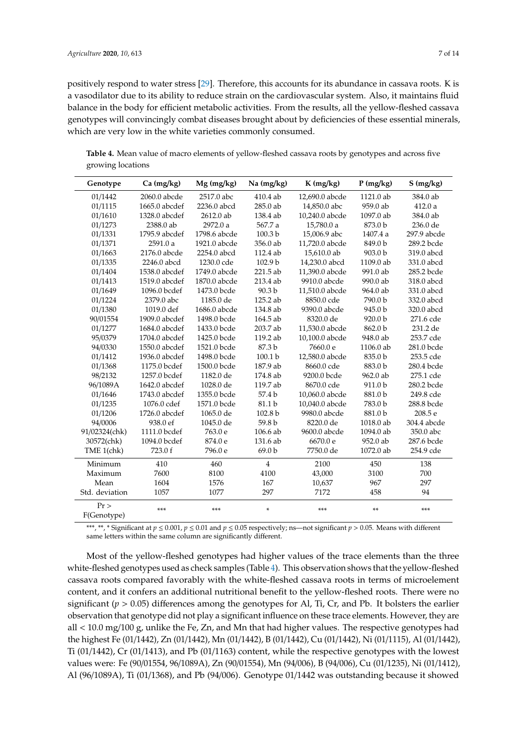positively respond to water stress [29]. Therefore, this accounts for its abundance in cassava roots. K is a vasodilator due to its ability to reduce strain on the cardiovascular system. Also, it maintains fluid balance in the body for efficient metabolic activities. From the results, all the yellow-fleshed cassava genotypes will convincingly combat diseases brought about by deficiencies of these essential minerals, which are very low in the white varieties commonly consumed.

**Table 4.** Mean value of macro elements of yellow-fleshed cassava roots by genotypes and across five growing locations

| Genotype | Ca (mg/kg) | Mg (mg/kg) | Na (mg/kg) | K (mg/kg) | P (mg/kg) | S (mg/kg) |
|---|---|---|---|---|---|---|
| 01/1442 | 2060.0 abcde | 2517.0 abc | 410.4 ab | 12,690.0 abcde | 1121.0 ab | 384.0 ab |
| 01/1115 | 1665.0 abcdef | 2236.0 abcd | 285.0 ab | 14,850.0 abc | 959.0 ab | 412.0 a |
| 01/1610 | 1328.0 abcdef | 2612.0 ab | 138.4 ab | 10,240.0 abcde | 1097.0 ab | 384.0 ab |
| 01/1273 | 2388.0 ab | 2972.0 a | 567.7 a | 15,780.0 a | 873.0 b | 236.0 de |
| 01/1331 | 1795.9 abcdef | 1798.6 abcde | 100.3 b | 15,006.9 abc | 1407.4 a | 297.9 abcde |
| 01/1371 | 2591.0 a | 1921.0 abcde | 356.0 ab | 11,720.0 abcde | 849.0 b | 289.2 bcde |
| 01/1663 | 2176.0 abcde | 2254.0 abcd | 112.4 ab | 15,610.0 ab | 903.0 b | 319.0 abcd |
| 01/1335 | 2246.0 abcd | 1230.0 cde | 102.9 b | 14,230.0 abcd | 1109.0 ab | 331.0 abcd |
| 01/1404 | 1538.0 abcdef | 1749.0 abcde | 221.5 ab | 11,390.0 abcde | 991.0 ab | 285.2 bcde |
| 01/1413 | 1519.0 abcdef | 1870.0 abcde | 213.4 ab | 9910.0 abcde | 990.0 ab | 318.0 abcd |
| 01/1649 | 1096.0 bcdef | 1473.0 bcde | 90.3 b | 11,510.0 abcde | 964.0 ab | 331.0 abcd |
| 01/1224 | 2379.0 abc | 1185.0 de | 125.2 ab | 8850.0 cde | 790.0 b | 332.0 abcd |
| 01/1380 | 1019.0 def | 1686.0 abcde | 134.8 ab | 9390.0 abcde | 945.0 b | 320.0 abcd |
| 90/01554 | 1909.0 abcdef | 1498.0 bcde | 164.5 ab | 8320.0 de | 920.0 b | 271.6 cde |
| 01/1277 | 1684.0 abcdef | 1433.0 bcde | 203.7 ab | 11,530.0 abcde | 862.0 b | 231.2 de |
| 95/0379 | 1704.0 abcdef | 1425.0 bcde | 119.2 ab | 10,100.0 abcde | 948.0 ab | 253.7 cde |
| 94/0330 | 1550.0 abcdef | 1521.0 bcde | 87.3 b | 7660.0 e | 1106.0 ab | 281.0 bcde |
| 01/1412 | 1936.0 abcdef | 1498.0 bcde | 100.1 b | 12,580.0 abcde | 835.0 b | 253.5 cde |
| 01/1368 | 1175.0 bcdef | 1500.0 bcde | 187.9 ab | 8660.0 cde | 883.0 b | 280.4 bcde |
| 98/2132 | 1257.0 bcdef | 1182.0 de | 174.8 ab | 9200.0 bcde | 962.0 ab | 275.1 cde |
| 96/1089A | 1642.0 abcdef | 1028.0 de | 119.7 ab | 8670.0 cde | 911.0 b | 280.2 bcde |
| 01/1646 | 1743.0 abcdef | 1355.0 bcde | 57.4 b | 10,060.0 abcde | 881.0 b | 249.8 cde |
| 01/1235 | 1076.0 cdef | 1571.0 bcde | 81.1 b | 10,040.0 abcde | 783.0 b | 288.8 bcde |
| 01/1206 | 1726.0 abcdef | 1065.0 de | 102.8 b | 9980.0 abcde | 881.0 b | 208.5 e |
| 94/0006 | 938.0 ef | 1045.0 de | 59.8 b | 8220.0 de | 1018.0 ab | 304.4 abcde |
| 91/02324(chk) | 1111.0 bcdef | 763.0 e | 106.6 ab | 9600.0 abcde | 1094.0 ab | 350.0 abc |
| 30572(chk) | 1094.0 bcdef | 874.0 e | 131.6 ab | 6670.0 e | 952.0 ab | 287.6 bcde |
| TME 1(chk) | 723.0 f | 796.0 e | 69.0 b | 7750.0 de | 1072.0 ab | 254.9 cde |
| Minimum | 410 | 460 | 4 | 2100 | 450 | 138 |
| Maximum | 7600 | 8100 | 4100 | 43,000 | 3100 | 700 |
| Mean | 1604 | 1576 | 167 | 10,637 | 967 | 297 |
| Std. deviation | 1057 | 1077 | 297 | 7172 | 458 | 94 |
| Pr > F(Genotype) | *** | *** | * | *** | ** | *** |

***, **, * Significant at $p \leq 0.001$, $p \leq 0.01$ and $p \leq 0.05$ respectively; ns—not significant $p > 0.05$. Means with different same letters within the same column are significantly different.

Most of the yellow-fleshed genotypes had higher values of the trace elements than the three white-fleshed genotypes used as check samples (Table 4). This observation shows that the yellow-fleshed cassava roots compared favorably with the white-fleshed cassava roots in terms of microelement content, and it confers an additional nutritional benefit to the yellow-fleshed roots. There were no significant ($p > 0.05$) differences among the genotypes for Al, Ti, Cr, and Pb. It bolsters the earlier observation that genotype did not play a significant influence on these trace elements. However, they are all < 10.0 mg/100 g, unlike the Fe, Zn, and Mn that had higher values. The respective genotypes had the highest Fe (01/1442), Zn (01/1442), Mn (01/1442), B (01/1442), Cu (01/1442), Ni (01/1115), Al (01/1442), Ti (01/1442), Cr (01/1413), and Pb (01/1163) content, while the respective genotypes with the lowest values were: Fe (90/01554, 96/1089A), Zn (90/01554), Mn (94/006), B (94/006), Cu (01/1235), Ni (01/1412), Al (96/1089A), Ti (01/1368), and Pb (94/006). Genotype 01/1442 was outstanding because it showed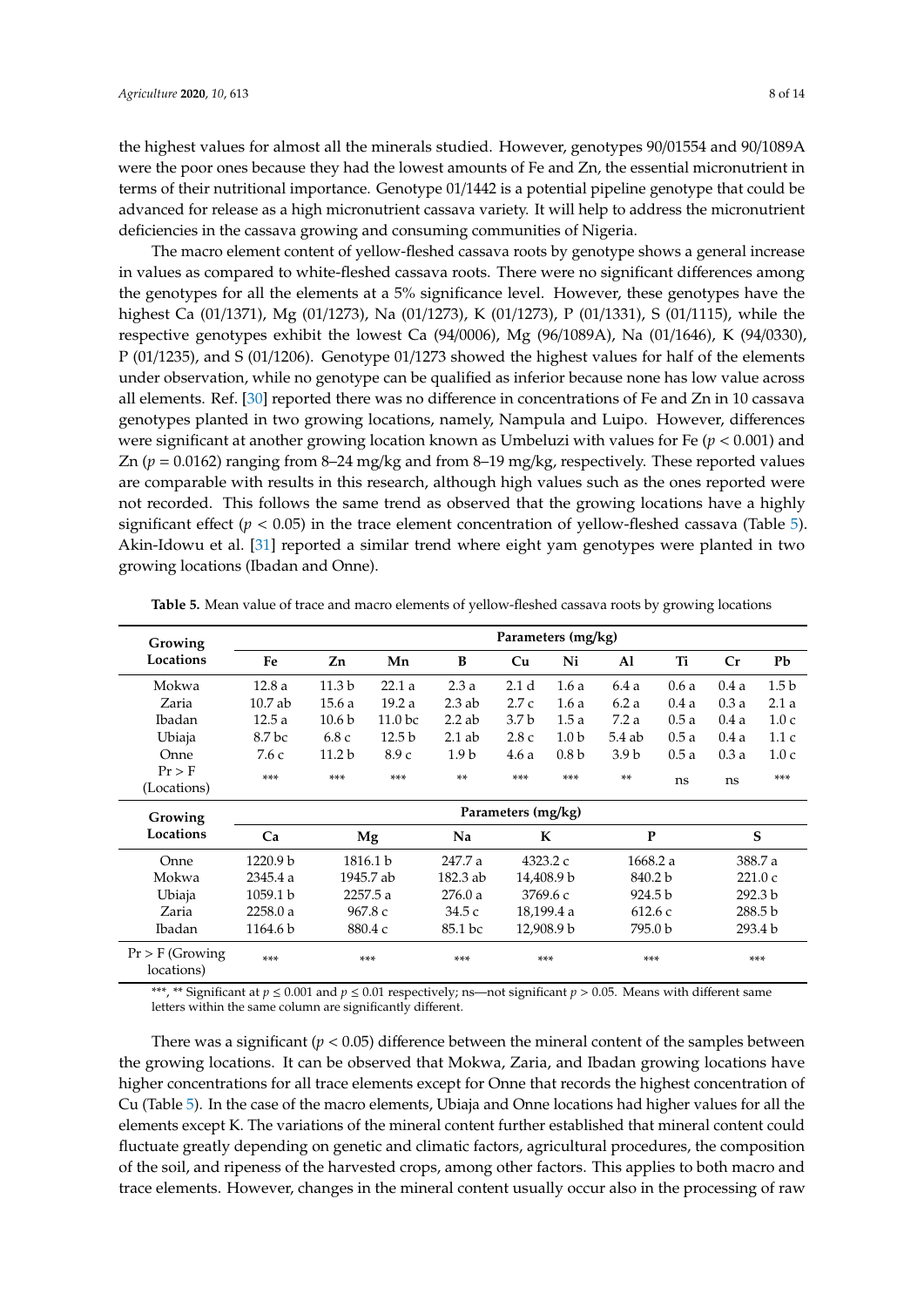the highest values for almost all the minerals studied. However, genotypes 90/01554 and 90/1089A were the poor ones because they had the lowest amounts of Fe and Zn, the essential micronutrient in terms of their nutritional importance. Genotype 01/1442 is a potential pipeline genotype that could be advanced for release as a high micronutrient cassava variety. It will help to address the micronutrient deficiencies in the cassava growing and consuming communities of Nigeria.

The macro element content of yellow-fleshed cassava roots by genotype shows a general increase in values as compared to white-fleshed cassava roots. There were no significant differences among the genotypes for all the elements at a 5% significance level. However, these genotypes have the highest Ca (01/1371), Mg (01/1273), Na (01/1273), K (01/1273), P (01/1331), S (01/1115), while the respective genotypes exhibit the lowest Ca (94/0006), Mg (96/1089A), Na (01/1646), K (94/0330), P (01/1235), and S (01/1206). Genotype 01/1273 showed the highest values for half of the elements under observation, while no genotype can be qualified as inferior because none has low value across all elements. Ref. [30] reported there was no difference in concentrations of Fe and Zn in 10 cassava genotypes planted in two growing locations, namely, Nampula and Luipo. However, differences were significant at another growing location known as Umbeluzi with values for Fe ($p < 0.001$) and Zn ($p = 0.0162$) ranging from 8–24 mg/kg and from 8–19 mg/kg, respectively. These reported values are comparable with results in this research, although high values such as the ones reported were not recorded. This follows the same trend as observed that the growing locations have a highly significant effect ($p < 0.05$) in the trace element concentration of yellow-fleshed cassava (Table 5). Akin-Idowu et al. [31] reported a similar trend where eight yam genotypes were planted in two growing locations (Ibadan and Onne).

**Table 5.** Mean value of trace and macro elements of yellow-fleshed cassava roots by growing locations

| Growing Locations | Parameters (mg/kg) | | | | | | | | | |
|---|---|---|---|---|---|---|---|---|---|---|
| | Fe | Zn | Mn | B | Cu | Ni | Al | Ti | Cr | Pb |
| Mokwa | 12.8 a | 11.3 b | 22.1 a | 2.3 a | 2.1 d | 1.6 a | 6.4 a | 0.6 a | 0.4 a | 1.5 b |
| Zaria | 10.7 ab | 15.6 a | 19.2 a | 2.3 ab | 2.7 c | 1.6 a | 6.2 a | 0.4 a | 0.3 a | 2.1 a |
| Ibadan | 12.5 a | 10.6 b | 11.0 bc | 2.2 ab | 3.7 b | 1.5 a | 7.2 a | 0.5 a | 0.4 a | 1.0 c |
| Ubiaja | 8.7 bc | 6.8 c | 12.5 b | 2.1 ab | 2.8 c | 1.0 b | 5.4 ab | 0.5 a | 0.4 a | 1.1 c |
| Onne | 7.6 c | 11.2 b | 8.9 c | 1.9 b | 4.6 a | 0.8 b | 3.9 b | 0.5 a | 0.3 a | 1.0 c |
| Pr > F (Locations) | *** | *** | *** | ** | *** | *** | ** | ns | ns | *** |

| Growing Locations | Parameters (mg/kg) | | | | | |
|---|---|---|---|---|---|---|
| | Ca | Mg | Na | K | P | S |
| Onne | 1220.9 b | 1816.1 b | 247.7 a | 4323.2 c | 1668.2 a | 388.7 a |
| Mokwa | 2345.4 a | 1945.7 ab | 182.3 ab | 14,408.9 b | 840.2 b | 221.0 c |
| Ubiaja | 1059.1 b | 2257.5 a | 276.0 a | 3769.6 c | 924.5 b | 292.3 b |
| Zaria | 2258.0 a | 967.8 c | 34.5 c | 18,199.4 a | 612.6 c | 288.5 b |
| Ibadan | 1164.6 b | 880.4 c | 85.1 bc | 12,908.9 b | 795.0 b | 293.4 b |
| Pr > F (Growing locations) | *** | *** | *** | *** | *** | *** |

***, ** Significant at $p \leq 0.001$ and $p \leq 0.01$ respectively; ns—not significant $p > 0.05$. Means with different same letters within the same column are significantly different.

There was a significant ($p < 0.05$) difference between the mineral content of the samples between the growing locations. It can be observed that Mokwa, Zaria, and Ibadan growing locations have higher concentrations for all trace elements except for Onne that records the highest concentration of Cu (Table 5). In the case of the macro elements, Ubiaja and Onne locations had higher values for all the elements except K. The variations of the mineral content further established that mineral content could fluctuate greatly depending on genetic and climatic factors, agricultural procedures, the composition of the soil, and ripeness of the harvested crops, among other factors. This applies to both macro and trace elements. However, changes in the mineral content usually occur also in the processing of raw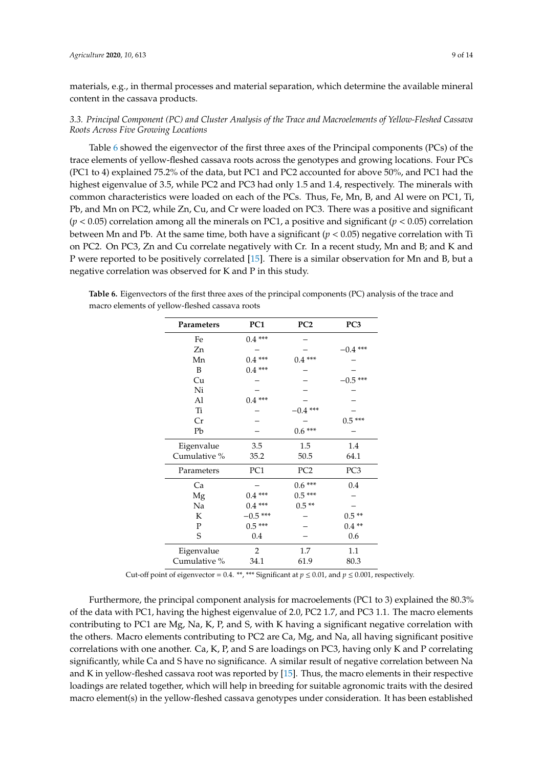materials, e.g., in thermal processes and material separation, which determine the available mineral content in the cassava products.

### *3.3. Principal Component (PC) and Cluster Analysis of the Trace and Macroelements of Yellow-Fleshed Cassava Roots Across Five Growing Locations*

Table 6 showed the eigenvector of the first three axes of the Principal components (PCs) of the trace elements of yellow-fleshed cassava roots across the genotypes and growing locations. Four PCs (PC1 to 4) explained 75.2% of the data, but PC1 and PC2 accounted for above 50%, and PC1 had the highest eigenvalue of 3.5, while PC2 and PC3 had only 1.5 and 1.4, respectively. The minerals with common characteristics were loaded on each of the PCs. Thus, Fe, Mn, B, and Al were on PC1, Ti, Pb, and Mn on PC2, while Zn, Cu, and Cr were loaded on PC3. There was a positive and significant ($p < 0.05$) correlation among all the minerals on PC1, a positive and significant ($p < 0.05$) correlation between Mn and Pb. At the same time, both have a significant ($p < 0.05$) negative correlation with Ti on PC2. On PC3, Zn and Cu correlate negatively with Cr. In a recent study, Mn and B; and K and P were reported to be positively correlated [15]. There is a similar observation for Mn and B, but a negative correlation was observed for K and P in this study.

**Table 6.** Eigenvectors of the first three axes of the principal components (PC) analysis of the trace and macro elements of yellow-fleshed cassava roots

| Parameters | PC1 | PC2 | PC3 |
|---|---|---|---|
| Fe | 0.4 *** | – | |
| Zn | – | – | −0.4 *** |
| Mn | 0.4 *** | 0.4 *** | – |
| B | 0.4 *** | – | – |
| Cu | – | – | −0.5 *** |
| Ni | – | – | – |
| Al | 0.4 *** | – | – |
| Ti | – | −0.4 *** | – |
| Cr | – | – | 0.5 *** |
| Pb | – | 0.6 *** | – |
| Eigenvalue | 3.5 | 1.5 | 1.4 |
| Cumulative % | 35.2 | 50.5 | 64.1 |
| Parameters | PC1 | PC2 | PC3 |
| Ca | – | 0.6 *** | 0.4 |
| Mg | 0.4 *** | 0.5 *** | – |
| Na | 0.4 *** | 0.5 ** | – |
| K | −0.5 *** | – | 0.5 ** |
| P | 0.5 *** | – | 0.4 ** |
| S | 0.4 | – | 0.6 |
| Eigenvalue | 2 | 1.7 | 1.1 |
| Cumulative % | 34.1 | 61.9 | 80.3 |

Cut-off point of eigenvector = 0.4. **, *** Significant at $p \leq 0.01$, and $p \leq 0.001$, respectively.

Furthermore, the principal component analysis for macroelements (PC1 to 3) explained the 80.3% of the data with PC1, having the highest eigenvalue of 2.0, PC2 1.7, and PC3 1.1. The macro elements contributing to PC1 are Mg, Na, K, P, and S, with K having a significant negative correlation with the others. Macro elements contributing to PC2 are Ca, Mg, and Na, all having significant positive correlations with one another. Ca, K, P, and S are loadings on PC3, having only K and P correlating significantly, while Ca and S have no significance. A similar result of negative correlation between Na and K in yellow-fleshed cassava root was reported by [15]. Thus, the macro elements in their respective loadings are related together, which will help in breeding for suitable agronomic traits with the desired macro element(s) in the yellow-fleshed cassava genotypes under consideration. It has been established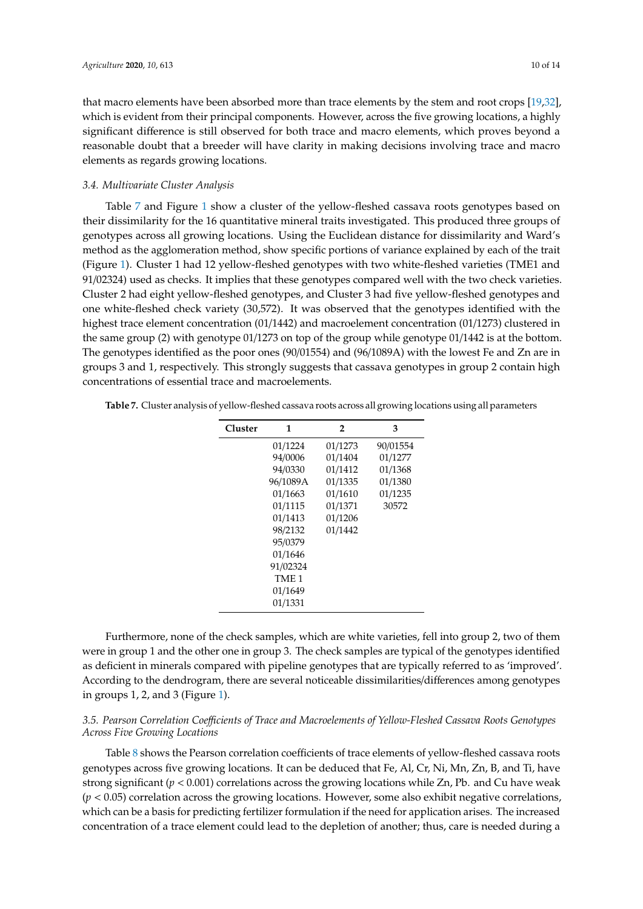that macro elements have been absorbed more than trace elements by the stem and root crops [19,32], which is evident from their principal components. However, across the five growing locations, a highly significant difference is still observed for both trace and macro elements, which proves beyond a reasonable doubt that a breeder will have clarity in making decisions involving trace and macro elements as regards growing locations.

### 3.4. Multivariate Cluster Analysis

Table 7 and Figure 1 show a cluster of the yellow-fleshed cassava roots genotypes based on their dissimilarity for the 16 quantitative mineral traits investigated. This produced three groups of genotypes across all growing locations. Using the Euclidean distance for dissimilarity and Ward's method as the agglomeration method, show specific portions of variance explained by each of the trait (Figure 1). Cluster 1 had 12 yellow-fleshed genotypes with two white-fleshed varieties (TME1 and 91/02324) used as checks. It implies that these genotypes compared well with the two check varieties. Cluster 2 had eight yellow-fleshed genotypes, and Cluster 3 had five yellow-fleshed genotypes and one white-fleshed check variety (30,572). It was observed that the genotypes identified with the highest trace element concentration (01/1442) and macroelement concentration (01/1273) clustered in the same group (2) with genotype 01/1273 on top of the group while genotype 01/1442 is at the bottom. The genotypes identified as the poor ones (90/01554) and (96/1089A) with the lowest Fe and Zn are in groups 3 and 1, respectively. This strongly suggests that cassava genotypes in group 2 contain high concentrations of essential trace and macroelements.

**Table 7.** Cluster analysis of yellow-fleshed cassava roots across all growing locations using all parameters

| Cluster | 1 | 2 | 3 |
|---|---|---|---|
| | 01/1224 | 01/1273 | 90/01554 |
| | 94/0006 | 01/1404 | 01/1277 |
| | 94/0330 | 01/1412 | 01/1368 |
| | 96/1089A | 01/1335 | 01/1380 |
| | 01/1663 | 01/1610 | 01/1235 |
| | 01/1115 | 01/1371 | 30572 |
| | 01/1413 | 01/1206 | |
| | 98/2132 | 01/1442 | |
| | 95/0379 | | |
| | 01/1646 | | |
| | 91/02324 | | |
| | TME 1 | | |
| | 01/1649 | | |
| | 01/1331 | | |

Furthermore, none of the check samples, which are white varieties, fell into group 2, two of them were in group 1 and the other one in group 3. The check samples are typical of the genotypes identified as deficient in minerals compared with pipeline genotypes that are typically referred to as 'improved'. According to the dendrogram, there are several noticeable dissimilarities/differences among genotypes in groups 1, 2, and 3 (Figure 1).

### 3.5. Pearson Correlation Coefficients of Trace and Macroelements of Yellow-Fleshed Cassava Roots Genotypes Across Five Growing Locations

Table 8 shows the Pearson correlation coefficients of trace elements of yellow-fleshed cassava roots genotypes across five growing locations. It can be deduced that Fe, Al, Cr, Ni, Mn, Zn, B, and Ti, have strong significant ($p < 0.001$) correlations across the growing locations while Zn, Pb. and Cu have weak ($p < 0.05$) correlation across the growing locations. However, some also exhibit negative correlations, which can be a basis for predicting fertilizer formulation if the need for application arises. The increased concentration of a trace element could lead to the depletion of another; thus, care is needed during a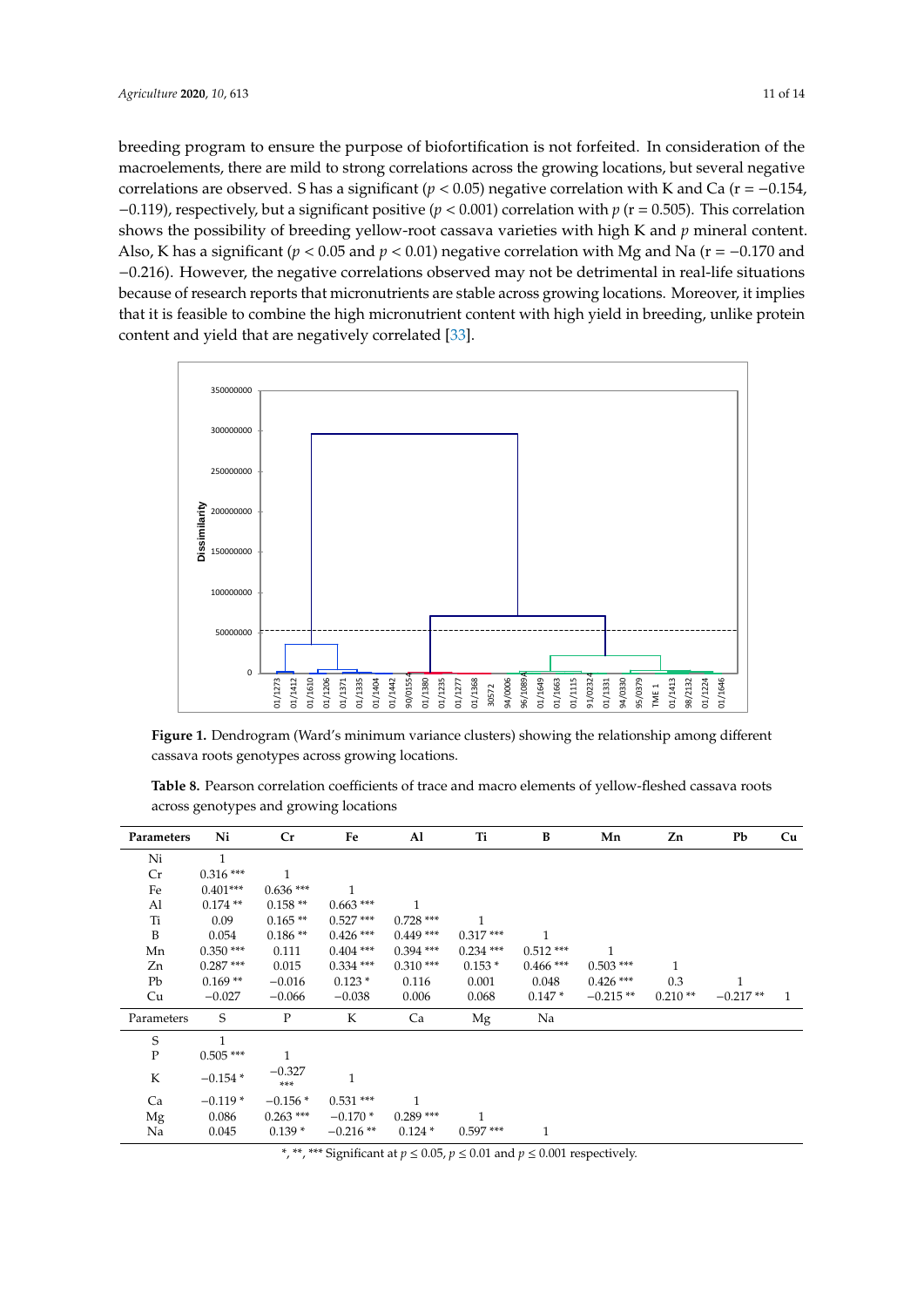breeding program to ensure the purpose of biofortification is not forfeited. In consideration of the macroelements, there are mild to strong correlations across the growing locations, but several negative correlations are observed. S has a significant ($p < 0.05$) negative correlation with K and Ca (r = −0.154, −0.119), respectively, but a significant positive ($p < 0.001$) correlation with $p$ (r = 0.505). This correlation shows the possibility of breeding yellow-root cassava varieties with high K and $p$ mineral content. Also, K has a significant ($p < 0.05$ and $p < 0.01$) negative correlation with Mg and Na (r = −0.170 and −0.216). However, the negative correlations observed may not be detrimental in real-life situations because of research reports that micronutrients are stable across growing locations. Moreover, it implies that it is feasible to combine the high micronutrient content with high yield in breeding, unlike protein content and yield that are negatively correlated [33].

**Figure 1.** Dendrogram (Ward's minimum variance clusters) showing the relationship among different cassava roots genotypes across growing locations.

**Table 8.** Pearson correlation coefficients of trace and macro elements of yellow-fleshed cassava roots across genotypes and growing locations

| Parameters | Ni | Cr | Fe | Al | Ti | B | Mn | Zn | Pb | Cu |
|---|---|---|---|---|---|---|---|---|---|---|
| Ni | 1 | | | | | | | | | |
| Cr | 0.316 *** | 1 | | | | | | | | |
| Fe | 0.401*** | 0.636 *** | 1 | | | | | | | |
| Al | 0.174 ** | 0.158 ** | 0.663 *** | 1 | | | | | | |
| Ti | 0.09 | 0.165 ** | 0.527 *** | 0.728 *** | 1 | | | | | |
| B | 0.054 | 0.186 ** | 0.426 *** | 0.449 *** | 0.317 *** | 1 | | | | |
| Mn | 0.350 *** | 0.111 | 0.404 *** | 0.394 *** | 0.234 *** | 0.512 *** | 1 | | | |
| Zn | 0.287 *** | 0.015 | 0.334 *** | 0.310 *** | 0.153 * | 0.466 *** | 0.503 *** | 1 | | |
| Pb | 0.169 ** | −0.016 | 0.123 * | 0.116 | 0.001 | 0.048 | 0.426 *** | 0.3 | 1 | |
| Cu | −0.027 | −0.066 | −0.038 | 0.006 | 0.068 | 0.147 * | −0.215 ** | 0.210 ** | −0.217 ** | 1 |
| **Parameters** | **S** | **P** | **K** | **Ca** | **Mg** | **Na** | | | | |
| S | 1 | | | | | | | | | |
| P | 0.505 *** | 1 | | | | | | | | |
| K | −0.154 * | −0.327 *** | 1 | | | | | | | |
| Ca | −0.119 * | −0.156 * | 0.531 *** | 1 | | | | | | |
| Mg | 0.086 | 0.263 *** | −0.170 * | 0.289 *** | 1 | | | | | |
| Na | 0.045 | 0.139 * | −0.216 ** | 0.124 * | 0.597 *** | 1 | | | | |

*, **, *** Significant at $p \leq 0.05$, $p \leq 0.01$ and $p \leq 0.001$ respectively.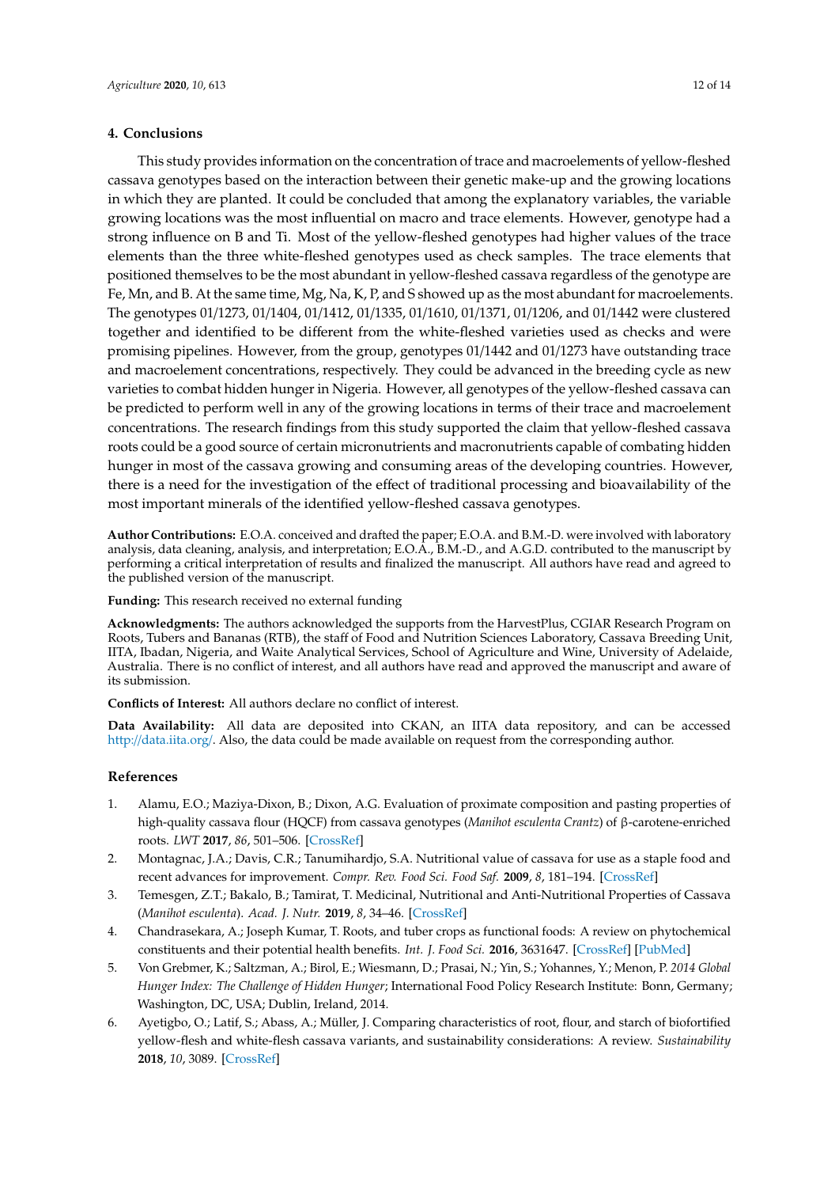## 4. Conclusions

This study provides information on the concentration of trace and macroelements of yellow-fleshed cassava genotypes based on the interaction between their genetic make-up and the growing locations in which they are planted. It could be concluded that among the explanatory variables, the variable growing locations was the most influential on macro and trace elements. However, genotype had a strong influence on B and Ti. Most of the yellow-fleshed genotypes had higher values of the trace elements than the three white-fleshed genotypes used as check samples. The trace elements that positioned themselves to be the most abundant in yellow-fleshed cassava regardless of the genotype are Fe, Mn, and B. At the same time, Mg, Na, K, P, and S showed up as the most abundant for macroelements. The genotypes 01/1273, 01/1404, 01/1412, 01/1335, 01/1610, 01/1371, 01/1206, and 01/1442 were clustered together and identified to be different from the white-fleshed varieties used as checks and were promising pipelines. However, from the group, genotypes 01/1442 and 01/1273 have outstanding trace and macroelement concentrations, respectively. They could be advanced in the breeding cycle as new varieties to combat hidden hunger in Nigeria. However, all genotypes of the yellow-fleshed cassava can be predicted to perform well in any of the growing locations in terms of their trace and macroelement concentrations. The research findings from this study supported the claim that yellow-fleshed cassava roots could be a good source of certain micronutrients and macronutrients capable of combating hidden hunger in most of the cassava growing and consuming areas of the developing countries. However, there is a need for the investigation of the effect of traditional processing and bioavailability of the most important minerals of the identified yellow-fleshed cassava genotypes.

**Author Contributions:** E.O.A. conceived and drafted the paper; E.O.A. and B.M.-D. were involved with laboratory analysis, data cleaning, analysis, and interpretation; E.O.A., B.M.-D., and A.G.D. contributed to the manuscript by performing a critical interpretation of results and finalized the manuscript. All authors have read and agreed to the published version of the manuscript.

**Funding:** This research received no external funding

**Acknowledgments:** The authors acknowledged the supports from the HarvestPlus, CGIAR Research Program on Roots, Tubers and Bananas (RTB), the staff of Food and Nutrition Sciences Laboratory, Cassava Breeding Unit, IITA, Ibadan, Nigeria, and Waite Analytical Services, School of Agriculture and Wine, University of Adelaide, Australia. There is no conflict of interest, and all authors have read and approved the manuscript and aware of its submission.

**Conflicts of Interest:** All authors declare no conflict of interest.

**Data Availability:** All data are deposited into CKAN, an IITA data repository, and can be accessed http://data.iita.org/. Also, the data could be made available on request from the corresponding author.

## References

1. Alamu, E.O.; Maziya-Dixon, B.; Dixon, A.G. Evaluation of proximate composition and pasting properties of high-quality cassava flour (HQCF) from cassava genotypes (*Manihot esculenta Crantz*) of β-carotene-enriched roots. *LWT* **2017**, *86*, 501–506. [CrossRef]
2. Montagnac, J.A.; Davis, C.R.; Tanumihardjo, S.A. Nutritional value of cassava for use as a staple food and recent advances for improvement. *Compr. Rev. Food Sci. Food Saf.* **2009**, *8*, 181–194. [CrossRef]
3. Temesgen, Z.T.; Bakalo, B.; Tamirat, T. Medicinal, Nutritional and Anti-Nutritional Properties of Cassava (*Manihot esculenta*). *Acad. J. Nutr.* **2019**, *8*, 34–46. [CrossRef]
4. Chandrasekara, A.; Joseph Kumar, T. Roots, and tuber crops as functional foods: A review on phytochemical constituents and their potential health benefits. *Int. J. Food Sci.* **2016**, 3631647. [CrossRef] [PubMed]
5. Von Grebmer, K.; Saltzman, A.; Birol, E.; Wiesmann, D.; Prasai, N.; Yin, S.; Yohannes, Y.; Menon, P. *2014 Global Hunger Index: The Challenge of Hidden Hunger*; International Food Policy Research Institute: Bonn, Germany; Washington, DC, USA; Dublin, Ireland, 2014.
6. Ayetigbo, O.; Latif, S.; Abass, A.; Müller, J. Comparing characteristics of root, flour, and starch of biofortified yellow-flesh and white-flesh cassava variants, and sustainability considerations: A review. *Sustainability* **2018**, *10*, 3089. [CrossRef]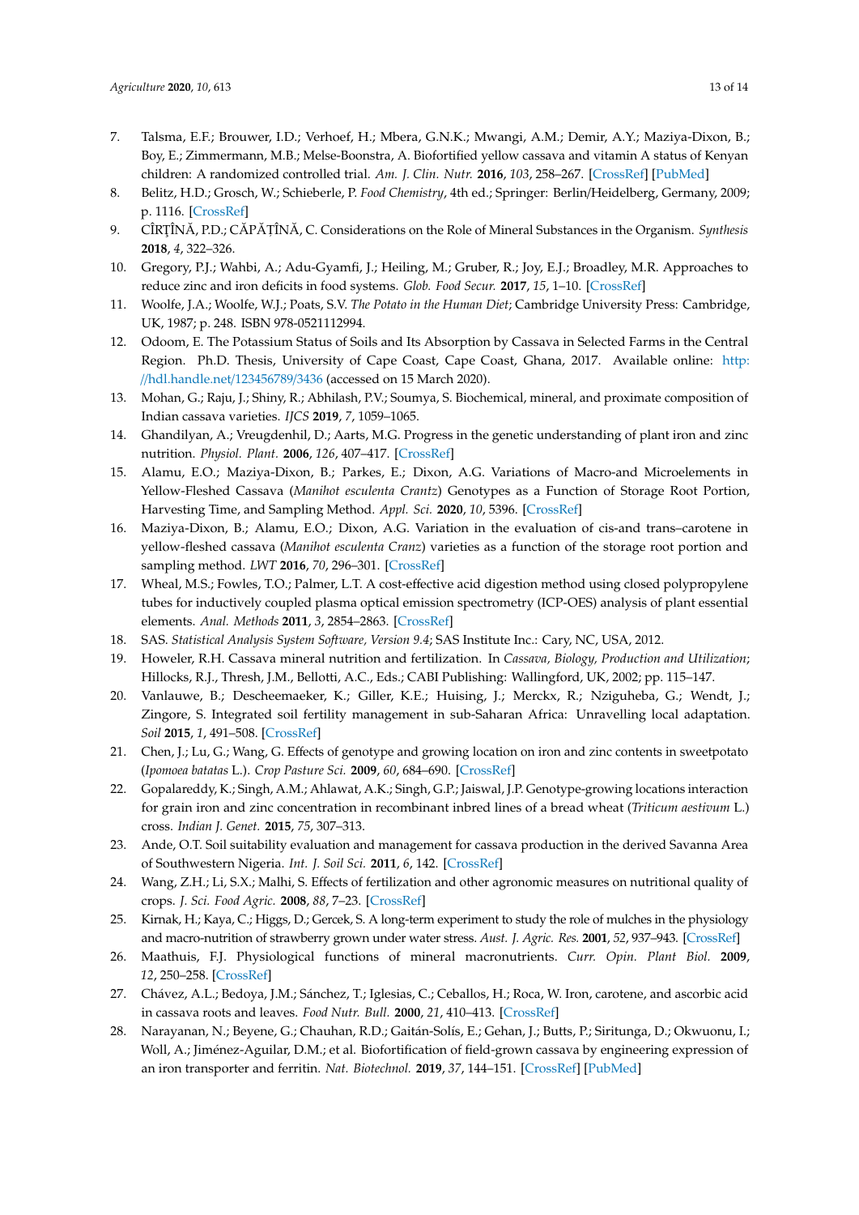7. Talsma, E.F.; Brouwer, I.D.; Verhoef, H.; Mbera, G.N.K.; Mwangi, A.M.; Demir, A.Y.; Maziya-Dixon, B.; Boy, E.; Zimmermann, M.B.; Melse-Boonstra, A. Biofortified yellow cassava and vitamin A status of Kenyan children: A randomized controlled trial. *Am. J. Clin. Nutr.* **2016**, *103*, 258–267. [CrossRef] [PubMed]
8. Belitz, H.D.; Grosch, W.; Schieberle, P. *Food Chemistry*, 4th ed.; Springer: Berlin/Heidelberg, Germany, 2009; p. 1116. [CrossRef]
9. CÎRȚÎNĂ, P.D.; CĂPĂȚÎNĂ, C. Considerations on the Role of Mineral Substances in the Organism. *Synthesis* **2018**, *4*, 322–326.
10. Gregory, P.J.; Wahbi, A.; Adu-Gyamfi, J.; Heiling, M.; Gruber, R.; Joy, E.J.; Broadley, M.R. Approaches to reduce zinc and iron deficits in food systems. *Glob. Food Secur.* **2017**, *15*, 1–10. [CrossRef]
11. Woolfe, J.A.; Woolfe, W.J.; Poats, S.V. *The Potato in the Human Diet*; Cambridge University Press: Cambridge, UK, 1987; p. 248. ISBN 978-0521112994.
12. Odoom, E. The Potassium Status of Soils and Its Absorption by Cassava in Selected Farms in the Central Region. Ph.D. Thesis, University of Cape Coast, Cape Coast, Ghana, 2017. Available online: http://hdl.handle.net/123456789/3436 (accessed on 15 March 2020).
13. Mohan, G.; Raju, J.; Shiny, R.; Abhilash, P.V.; Soumya, S. Biochemical, mineral, and proximate composition of Indian cassava varieties. *IJCS* **2019**, *7*, 1059–1065.
14. Ghandilyan, A.; Vreugdenhil, D.; Aarts, M.G. Progress in the genetic understanding of plant iron and zinc nutrition. *Physiol. Plant.* **2006**, *126*, 407–417. [CrossRef]
15. Alamu, E.O.; Maziya-Dixon, B.; Parkes, E.; Dixon, A.G. Variations of Macro-and Microelements in Yellow-Fleshed Cassava (*Manihot esculenta Crantz*) Genotypes as a Function of Storage Root Portion, Harvesting Time, and Sampling Method. *Appl. Sci.* **2020**, *10*, 5396. [CrossRef]
16. Maziya-Dixon, B.; Alamu, E.O.; Dixon, A.G. Variation in the evaluation of cis-and trans–carotene in yellow-fleshed cassava (*Manihot esculenta Cranz*) varieties as a function of the storage root portion and sampling method. *LWT* **2016**, *70*, 296–301. [CrossRef]
17. Wheal, M.S.; Fowles, T.O.; Palmer, L.T. A cost-effective acid digestion method using closed polypropylene tubes for inductively coupled plasma optical emission spectrometry (ICP-OES) analysis of plant essential elements. *Anal. Methods* **2011**, *3*, 2854–2863. [CrossRef]
18. SAS. *Statistical Analysis System Software, Version 9.4*; SAS Institute Inc.: Cary, NC, USA, 2012.
19. Howeler, R.H. Cassava mineral nutrition and fertilization. In *Cassava, Biology, Production and Utilization*; Hillocks, R.J., Thresh, J.M., Bellotti, A.C., Eds.; CABI Publishing: Wallingford, UK, 2002; pp. 115–147.
20. Vanlauwe, B.; Descheemaeker, K.; Giller, K.E.; Huising, J.; Merckx, R.; Nziguheba, G.; Wendt, J.; Zingore, S. Integrated soil fertility management in sub-Saharan Africa: Unravelling local adaptation. *Soil* **2015**, *1*, 491–508. [CrossRef]
21. Chen, J.; Lu, G.; Wang, G. Effects of genotype and growing location on iron and zinc contents in sweetpotato (*Ipomoea batatas* L.). *Crop Pasture Sci.* **2009**, *60*, 684–690. [CrossRef]
22. Gopalareddy, K.; Singh, A.M.; Ahlawat, A.K.; Singh, G.P.; Jaiswal, J.P. Genotype-growing locations interaction for grain iron and zinc concentration in recombinant inbred lines of a bread wheat (*Triticum aestivum* L.) cross. *Indian J. Genet.* **2015**, *75*, 307–313.
23. Ande, O.T. Soil suitability evaluation and management for cassava production in the derived Savanna Area of Southwestern Nigeria. *Int. J. Soil Sci.* **2011**, *6*, 142. [CrossRef]
24. Wang, Z.H.; Li, S.X.; Malhi, S. Effects of fertilization and other agronomic measures on nutritional quality of crops. *J. Sci. Food Agric.* **2008**, *88*, 7–23. [CrossRef]
25. Kirnak, H.; Kaya, C.; Higgs, D.; Gercek, S. A long-term experiment to study the role of mulches in the physiology and macro-nutrition of strawberry grown under water stress. *Aust. J. Agric. Res.* **2001**, *52*, 937–943. [CrossRef]
26. Maathuis, F.J. Physiological functions of mineral macronutrients. *Curr. Opin. Plant Biol.* **2009**, *12*, 250–258. [CrossRef]
27. Chávez, A.L.; Bedoya, J.M.; Sánchez, T.; Iglesias, C.; Ceballos, H.; Roca, W. Iron, carotene, and ascorbic acid in cassava roots and leaves. *Food Nutr. Bull.* **2000**, *21*, 410–413. [CrossRef]
28. Narayanan, N.; Beyene, G.; Chauhan, R.D.; Gaitán-Solís, E.; Gehan, J.; Butts, P.; Siritunga, D.; Okwuonu, I.; Woll, A.; Jiménez-Aguilar, D.M.; et al. Biofortification of field-grown cassava by engineering expression of an iron transporter and ferritin. *Nat. Biotechnol.* **2019**, *37*, 144–151. [CrossRef] [PubMed]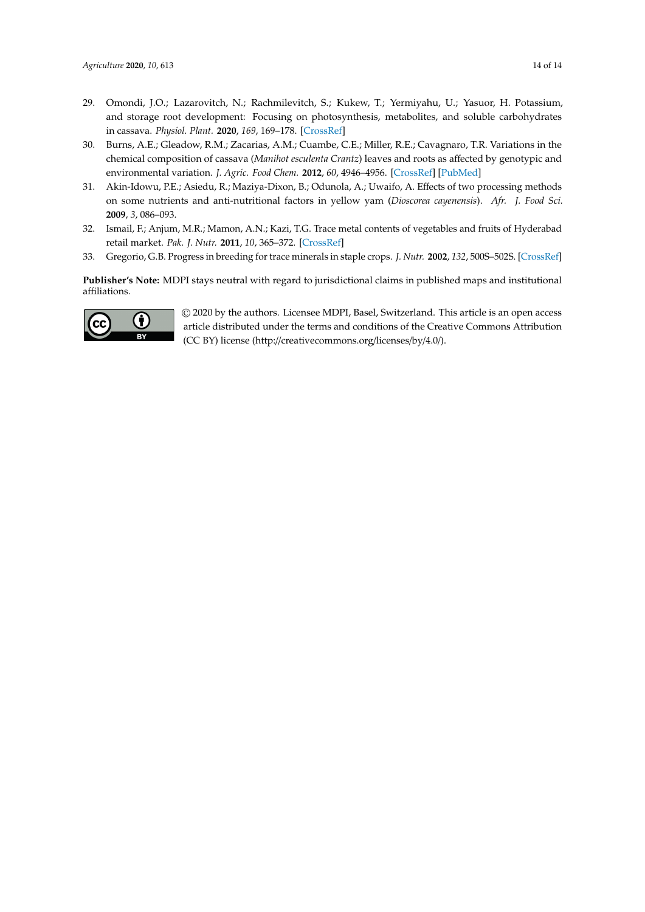29. Omondi, J.O.; Lazarovitch, N.; Rachmilevitch, S.; Kukew, T.; Yermiyahu, U.; Yasuor, H. Potassium, and storage root development: Focusing on photosynthesis, metabolites, and soluble carbohydrates in cassava. *Physiol. Plant.* **2020**, *169*, 169–178. [CrossRef]
30. Burns, A.E.; Gleadow, R.M.; Zacarias, A.M.; Cuambe, C.E.; Miller, R.E.; Cavagnaro, T.R. Variations in the chemical composition of cassava (*Manihot esculenta Crantz*) leaves and roots as affected by genotypic and environmental variation. *J. Agric. Food Chem.* **2012**, *60*, 4946–4956. [CrossRef] [PubMed]
31. Akin-Idowu, P.E.; Asiedu, R.; Maziya-Dixon, B.; Odunola, A.; Uwaifo, A. Effects of two processing methods on some nutrients and anti-nutritional factors in yellow yam (*Dioscorea cayenensis*). *Afr. J. Food Sci.* **2009**, *3*, 086–093.
32. Ismail, F.; Anjum, M.R.; Mamon, A.N.; Kazi, T.G. Trace metal contents of vegetables and fruits of Hyderabad retail market. *Pak. J. Nutr.* **2011**, *10*, 365–372. [CrossRef]
33. Gregorio, G.B. Progress in breeding for trace minerals in staple crops. *J. Nutr.* **2002**, *132*, 500S–502S. [CrossRef]

**Publisher's Note:** MDPI stays neutral with regard to jurisdictional claims in published maps and institutional affiliations.

© 2020 by the authors. Licensee MDPI, Basel, Switzerland. This article is an open access article distributed under the terms and conditions of the Creative Commons Attribution (CC BY) license (http://creativecommons.org/licenses/by/4.0/).